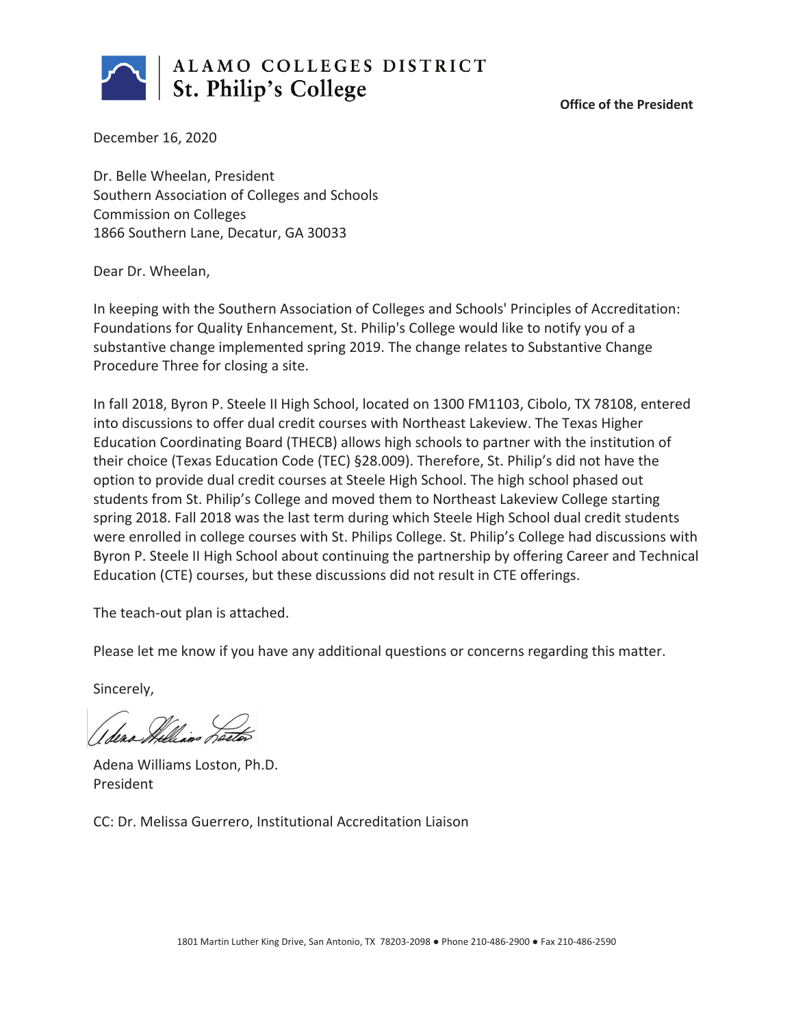ALAMO COLLEGES DISTRICT
St. Philip's College

**Office of the President**

December 16, 2020

Dr. Belle Wheelan, President
Southern Association of Colleges and Schools
Commission on Colleges
1866 Southern Lane, Decatur, GA 30033

Dear Dr. Wheelan,

In keeping with the Southern Association of Colleges and Schools' Principles of Accreditation: Foundations for Quality Enhancement, St. Philip's College would like to notify you of a substantive change implemented spring 2019. The change relates to Substantive Change Procedure Three for closing a site.

In fall 2018, Byron P. Steele II High School, located on 1300 FM1103, Cibolo, TX 78108, entered into discussions to offer dual credit courses with Northeast Lakeview. The Texas Higher Education Coordinating Board (THECB) allows high schools to partner with the institution of their choice (Texas Education Code (TEC) §28.009). Therefore, St. Philip's did not have the option to provide dual credit courses at Steele High School. The high school phased out students from St. Philip's College and moved them to Northeast Lakeview College starting spring 2018. Fall 2018 was the last term during which Steele High School dual credit students were enrolled in college courses with St. Philips College. St. Philip's College had discussions with Byron P. Steele II High School about continuing the partnership by offering Career and Technical Education (CTE) courses, but these discussions did not result in CTE offerings.

The teach-out plan is attached.

Please let me know if you have any additional questions or concerns regarding this matter.

Sincerely,

Adena Williams Loston

Adena Williams Loston, Ph.D.
President

CC: Dr. Melissa Guerrero, Institutional Accreditation Liaison

1801 Martin Luther King Drive, San Antonio, TX 78203-2098 ● Phone 210-486-2900 ● Fax 210-486-2590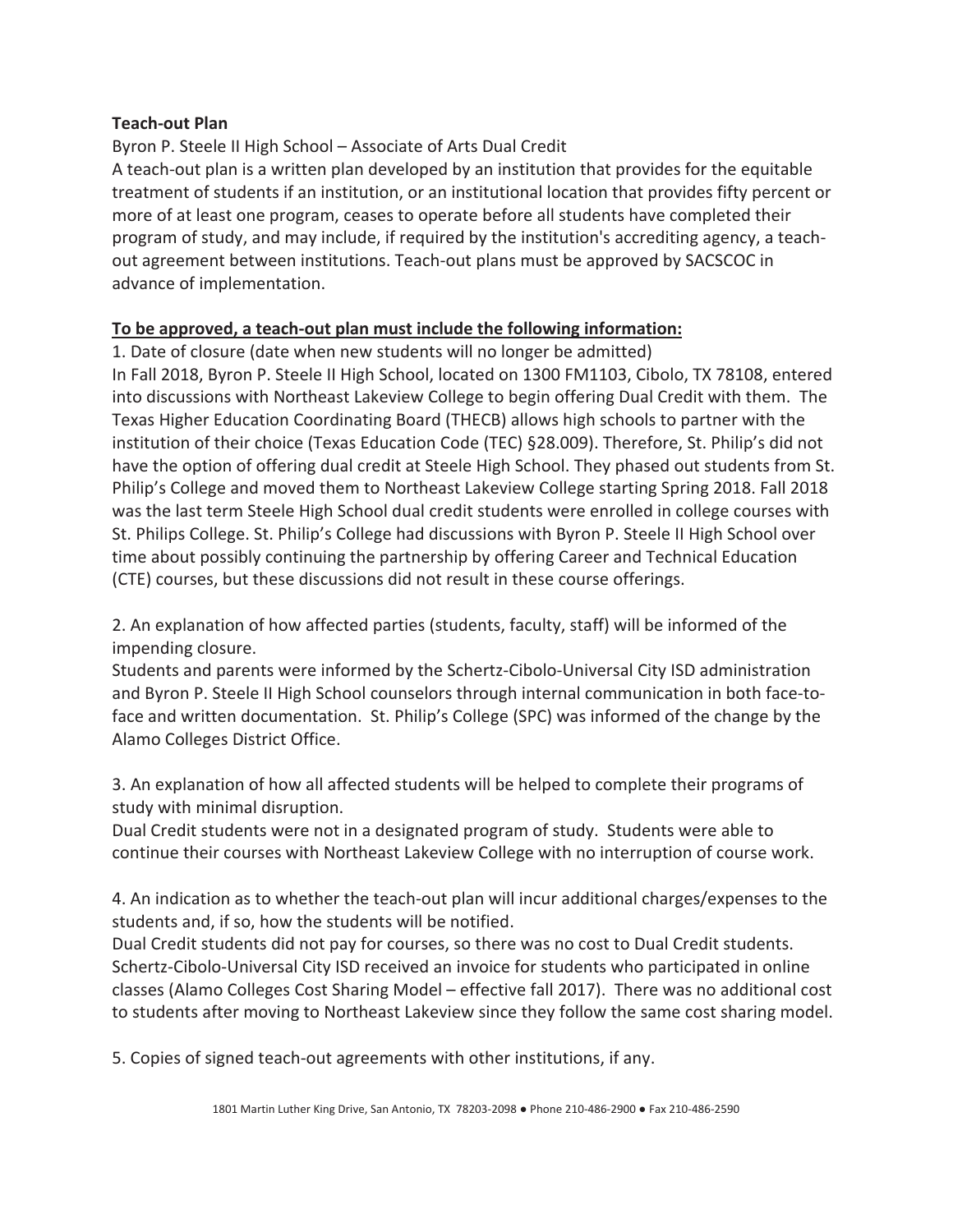**Teach-out Plan**

Byron P. Steele II High School – Associate of Arts Dual Credit

A teach-out plan is a written plan developed by an institution that provides for the equitable treatment of students if an institution, or an institutional location that provides fifty percent or more of at least one program, ceases to operate before all students have completed their program of study, and may include, if required by the institution's accrediting agency, a teach-out agreement between institutions. Teach-out plans must be approved by SACSCOC in advance of implementation.

**To be approved, a teach-out plan must include the following information:**

1. Date of closure (date when new students will no longer be admitted)

In Fall 2018, Byron P. Steele II High School, located on 1300 FM1103, Cibolo, TX 78108, entered into discussions with Northeast Lakeview College to begin offering Dual Credit with them. The Texas Higher Education Coordinating Board (THECB) allows high schools to partner with the institution of their choice (Texas Education Code (TEC) §28.009). Therefore, St. Philip's did not have the option of offering dual credit at Steele High School. They phased out students from St. Philip's College and moved them to Northeast Lakeview College starting Spring 2018. Fall 2018 was the last term Steele High School dual credit students were enrolled in college courses with St. Philips College. St. Philip's College had discussions with Byron P. Steele II High School over time about possibly continuing the partnership by offering Career and Technical Education (CTE) courses, but these discussions did not result in these course offerings.

2. An explanation of how affected parties (students, faculty, staff) will be informed of the impending closure.

Students and parents were informed by the Schertz-Cibolo-Universal City ISD administration and Byron P. Steele II High School counselors through internal communication in both face-to-face and written documentation. St. Philip's College (SPC) was informed of the change by the Alamo Colleges District Office.

3. An explanation of how all affected students will be helped to complete their programs of study with minimal disruption.

Dual Credit students were not in a designated program of study. Students were able to continue their courses with Northeast Lakeview College with no interruption of course work.

4. An indication as to whether the teach-out plan will incur additional charges/expenses to the students and, if so, how the students will be notified.

Dual Credit students did not pay for courses, so there was no cost to Dual Credit students. Schertz-Cibolo-Universal City ISD received an invoice for students who participated in online classes (Alamo Colleges Cost Sharing Model – effective fall 2017). There was no additional cost to students after moving to Northeast Lakeview since they follow the same cost sharing model.

5. Copies of signed teach-out agreements with other institutions, if any.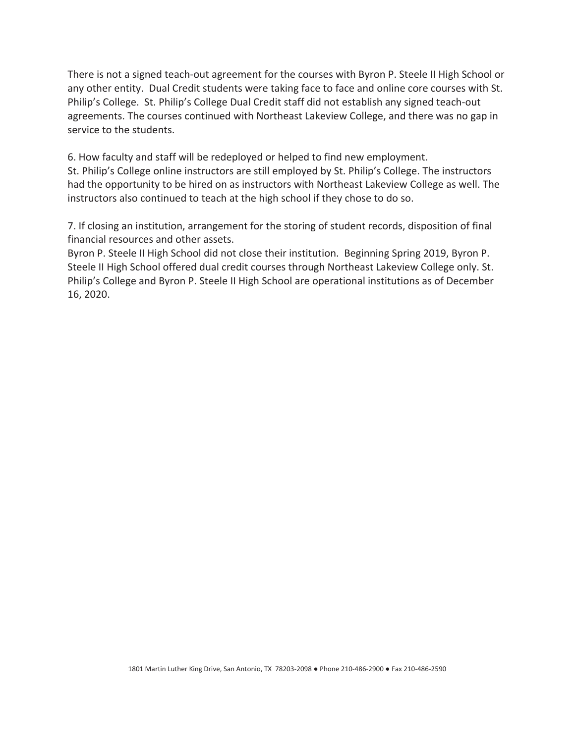There is not a signed teach-out agreement for the courses with Byron P. Steele II High School or any other entity. Dual Credit students were taking face to face and online core courses with St. Philip's College. St. Philip's College Dual Credit staff did not establish any signed teach-out agreements. The courses continued with Northeast Lakeview College, and there was no gap in service to the students.

6. How faculty and staff will be redeployed or helped to find new employment.
St. Philip's College online instructors are still employed by St. Philip's College. The instructors had the opportunity to be hired on as instructors with Northeast Lakeview College as well. The instructors also continued to teach at the high school if they chose to do so.

7. If closing an institution, arrangement for the storing of student records, disposition of final financial resources and other assets.
Byron P. Steele II High School did not close their institution. Beginning Spring 2019, Byron P. Steele II High School offered dual credit courses through Northeast Lakeview College only. St. Philip's College and Byron P. Steele II High School are operational institutions as of December 16, 2020.